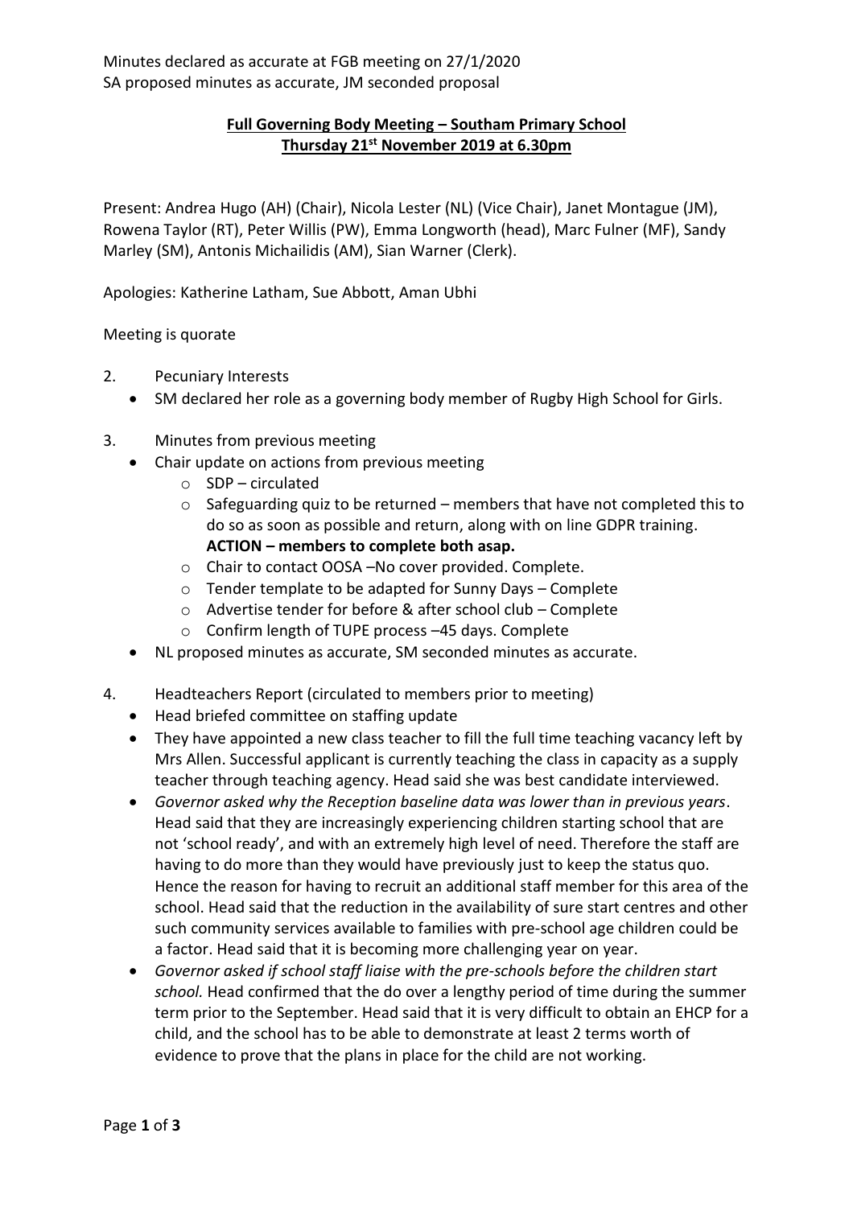Minutes declared as accurate at FGB meeting on 27/1/2020
SA proposed minutes as accurate, JM seconded proposal

**Full Governing Body Meeting – Southam Primary School**
**Thursday 21st November 2019 at 6.30pm**

Present: Andrea Hugo (AH) (Chair), Nicola Lester (NL) (Vice Chair), Janet Montague (JM), Rowena Taylor (RT), Peter Willis (PW), Emma Longworth (head), Marc Fulner (MF), Sandy Marley (SM), Antonis Michailidis (AM), Sian Warner (Clerk).

Apologies: Katherine Latham, Sue Abbott, Aman Ubhi

Meeting is quorate

2. Pecuniary Interests
   - SM declared her role as a governing body member of Rugby High School for Girls.

3. Minutes from previous meeting
   - Chair update on actions from previous meeting
     - SDP – circulated
     - Safeguarding quiz to be returned – members that have not completed this to do so as soon as possible and return, along with on line GDPR training. **ACTION – members to complete both asap.**
     - Chair to contact OOSA –No cover provided. Complete.
     - Tender template to be adapted for Sunny Days – Complete
     - Advertise tender for before & after school club – Complete
     - Confirm length of TUPE process –45 days. Complete
   - NL proposed minutes as accurate, SM seconded minutes as accurate.

4. Headteachers Report (circulated to members prior to meeting)
   - Head briefed committee on staffing update
   - They have appointed a new class teacher to fill the full time teaching vacancy left by Mrs Allen. Successful applicant is currently teaching the class in capacity as a supply teacher through teaching agency. Head said she was best candidate interviewed.
   - *Governor asked why the Reception baseline data was lower than in previous years*. Head said that they are increasingly experiencing children starting school that are not 'school ready', and with an extremely high level of need. Therefore the staff are having to do more than they would have previously just to keep the status quo. Hence the reason for having to recruit an additional staff member for this area of the school. Head said that the reduction in the availability of sure start centres and other such community services available to families with pre-school age children could be a factor. Head said that it is becoming more challenging year on year.
   - *Governor asked if school staff liaise with the pre-schools before the children start school.* Head confirmed that the do over a lengthy period of time during the summer term prior to the September. Head said that it is very difficult to obtain an EHCP for a child, and the school has to be able to demonstrate at least 2 terms worth of evidence to prove that the plans in place for the child are not working.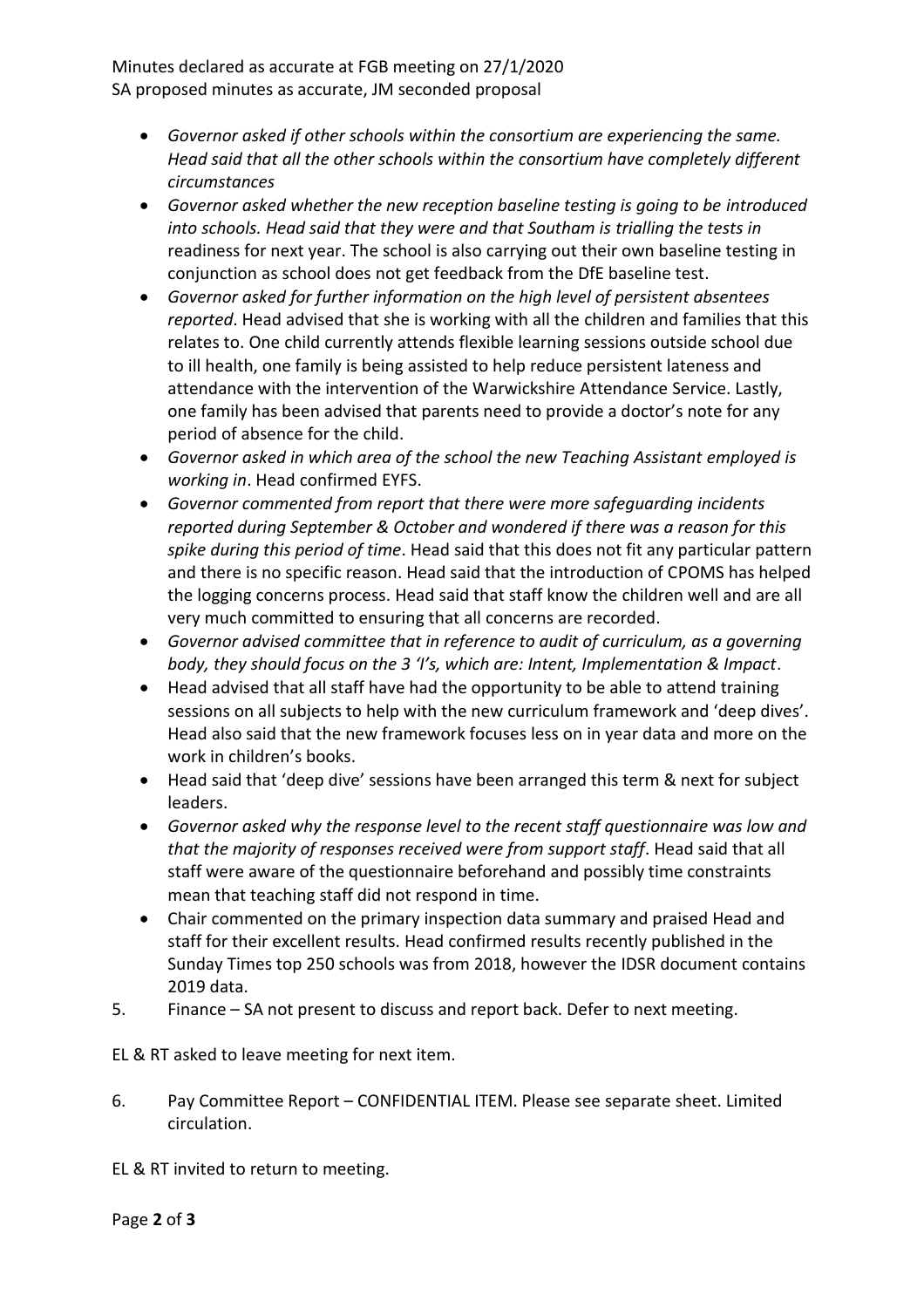Minutes declared as accurate at FGB meeting on 27/1/2020
SA proposed minutes as accurate, JM seconded proposal

- *Governor asked if other schools within the consortium are experiencing the same. Head said that all the other schools within the consortium have completely different circumstances*
- *Governor asked whether the new reception baseline testing is going to be introduced into schools. Head said that they were and that Southam is trialling the tests in* readiness for next year. The school is also carrying out their own baseline testing in conjunction as school does not get feedback from the DfE baseline test.
- *Governor asked for further information on the high level of persistent absentees reported*. Head advised that she is working with all the children and families that this relates to. One child currently attends flexible learning sessions outside school due to ill health, one family is being assisted to help reduce persistent lateness and attendance with the intervention of the Warwickshire Attendance Service. Lastly, one family has been advised that parents need to provide a doctor's note for any period of absence for the child.
- *Governor asked in which area of the school the new Teaching Assistant employed is working in*. Head confirmed EYFS.
- *Governor commented from report that there were more safeguarding incidents reported during September & October and wondered if there was a reason for this spike during this period of time*. Head said that this does not fit any particular pattern and there is no specific reason. Head said that the introduction of CPOMS has helped the logging concerns process. Head said that staff know the children well and are all very much committed to ensuring that all concerns are recorded.
- *Governor advised committee that in reference to audit of curriculum, as a governing body, they should focus on the 3 'I's, which are: Intent, Implementation & Impact*.
- Head advised that all staff have had the opportunity to be able to attend training sessions on all subjects to help with the new curriculum framework and 'deep dives'. Head also said that the new framework focuses less on in year data and more on the work in children's books.
- Head said that 'deep dive' sessions have been arranged this term & next for subject leaders.
- *Governor asked why the response level to the recent staff questionnaire was low and that the majority of responses received were from support staff*. Head said that all staff were aware of the questionnaire beforehand and possibly time constraints mean that teaching staff did not respond in time.
- Chair commented on the primary inspection data summary and praised Head and staff for their excellent results. Head confirmed results recently published in the Sunday Times top 250 schools was from 2018, however the IDSR document contains 2019 data.

5. Finance – SA not present to discuss and report back. Defer to next meeting.

EL & RT asked to leave meeting for next item.

6. Pay Committee Report – CONFIDENTIAL ITEM. Please see separate sheet. Limited circulation.

EL & RT invited to return to meeting.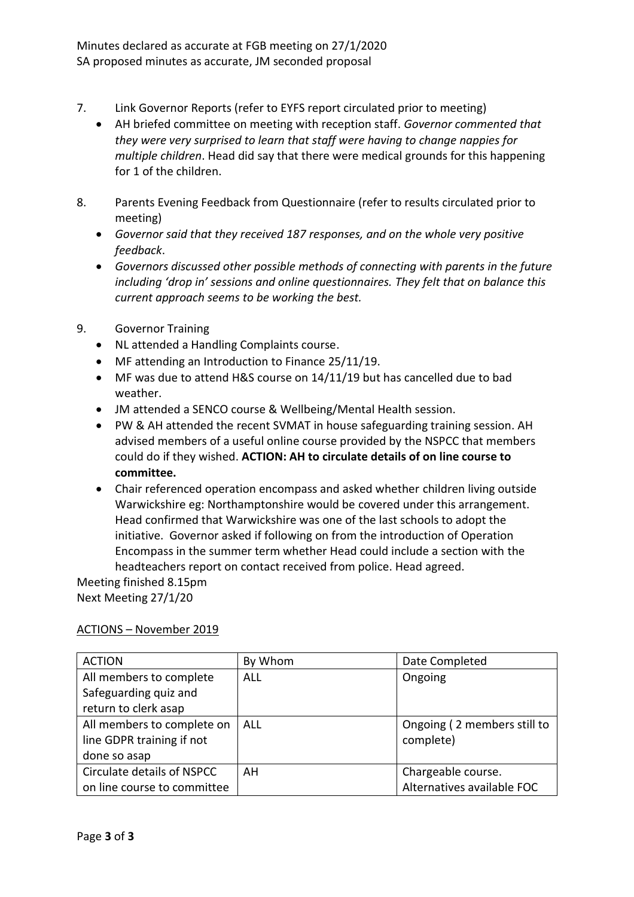Minutes declared as accurate at FGB meeting on 27/1/2020
SA proposed minutes as accurate, JM seconded proposal

7. Link Governor Reports (refer to EYFS report circulated prior to meeting)
   - AH briefed committee on meeting with reception staff. *Governor commented that they were very surprised to learn that staff were having to change nappies for multiple children*. Head did say that there were medical grounds for this happening for 1 of the children.

8. Parents Evening Feedback from Questionnaire (refer to results circulated prior to meeting)
   - *Governor said that they received 187 responses, and on the whole very positive feedback*.
   - *Governors discussed other possible methods of connecting with parents in the future including 'drop in' sessions and online questionnaires. They felt that on balance this current approach seems to be working the best.*

9. Governor Training
   - NL attended a Handling Complaints course.
   - MF attending an Introduction to Finance 25/11/19.
   - MF was due to attend H&S course on 14/11/19 but has cancelled due to bad weather.
   - JM attended a SENCO course & Wellbeing/Mental Health session.
   - PW & AH attended the recent SVMAT in house safeguarding training session. AH advised members of a useful online course provided by the NSPCC that members could do if they wished. **ACTION: AH to circulate details of on line course to committee.**
   - Chair referenced operation encompass and asked whether children living outside Warwickshire eg: Northamptonshire would be covered under this arrangement. Head confirmed that Warwickshire was one of the last schools to adopt the initiative. Governor asked if following on from the introduction of Operation Encompass in the summer term whether Head could include a section with the headteachers report on contact received from police. Head agreed.

Meeting finished 8.15pm
Next Meeting 27/1/20

<u>ACTIONS – November 2019</u>

| ACTION | By Whom | Date Completed |
|---|---|---|
| All members to complete Safeguarding quiz and return to clerk asap | ALL | Ongoing |
| All members to complete on line GDPR training if not done so asap | ALL | Ongoing ( 2 members still to complete) |
| Circulate details of NSPCC on line course to committee | AH | Chargeable course. Alternatives available FOC |